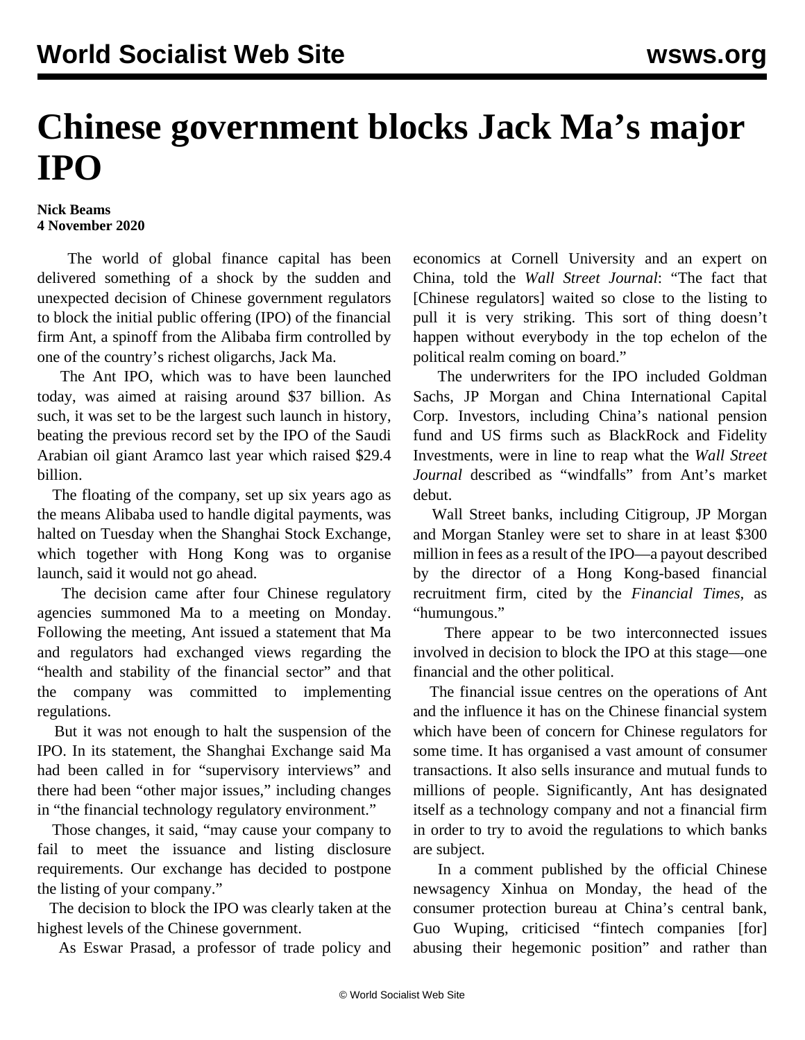# Chinese government blocks Jack Ma's major IPO

**Nick Beams**
**4 November 2020**

The world of global finance capital has been delivered something of a shock by the sudden and unexpected decision of Chinese government regulators to block the initial public offering (IPO) of the financial firm Ant, a spinoff from the Alibaba firm controlled by one of the country's richest oligarchs, Jack Ma.

The Ant IPO, which was to have been launched today, was aimed at raising around $37 billion. As such, it was set to be the largest such launch in history, beating the previous record set by the IPO of the Saudi Arabian oil giant Aramco last year which raised $29.4 billion.

The floating of the company, set up six years ago as the means Alibaba used to handle digital payments, was halted on Tuesday when the Shanghai Stock Exchange, which together with Hong Kong was to organise launch, said it would not go ahead.

The decision came after four Chinese regulatory agencies summoned Ma to a meeting on Monday. Following the meeting, Ant issued a statement that Ma and regulators had exchanged views regarding the "health and stability of the financial sector" and that the company was committed to implementing regulations.

But it was not enough to halt the suspension of the IPO. In its statement, the Shanghai Exchange said Ma had been called in for "supervisory interviews" and there had been "other major issues," including changes in "the financial technology regulatory environment."

Those changes, it said, "may cause your company to fail to meet the issuance and listing disclosure requirements. Our exchange has decided to postpone the listing of your company."

The decision to block the IPO was clearly taken at the highest levels of the Chinese government.

As Eswar Prasad, a professor of trade policy and economics at Cornell University and an expert on China, told the *Wall Street Journal*: "The fact that [Chinese regulators] waited so close to the listing to pull it is very striking. This sort of thing doesn't happen without everybody in the top echelon of the political realm coming on board."

The underwriters for the IPO included Goldman Sachs, JP Morgan and China International Capital Corp. Investors, including China's national pension fund and US firms such as BlackRock and Fidelity Investments, were in line to reap what the *Wall Street Journal* described as "windfalls" from Ant's market debut.

Wall Street banks, including Citigroup, JP Morgan and Morgan Stanley were set to share in at least $300 million in fees as a result of the IPO—a payout described by the director of a Hong Kong-based financial recruitment firm, cited by the *Financial Times*, as "humungous."

There appear to be two interconnected issues involved in decision to block the IPO at this stage—one financial and the other political.

The financial issue centres on the operations of Ant and the influence it has on the Chinese financial system which have been of concern for Chinese regulators for some time. It has organised a vast amount of consumer transactions. It also sells insurance and mutual funds to millions of people. Significantly, Ant has designated itself as a technology company and not a financial firm in order to try to avoid the regulations to which banks are subject.

In a comment published by the official Chinese newsagency Xinhua on Monday, the head of the consumer protection bureau at China's central bank, Guo Wuping, criticised "fintech companies [for] abusing their hegemonic position" and rather than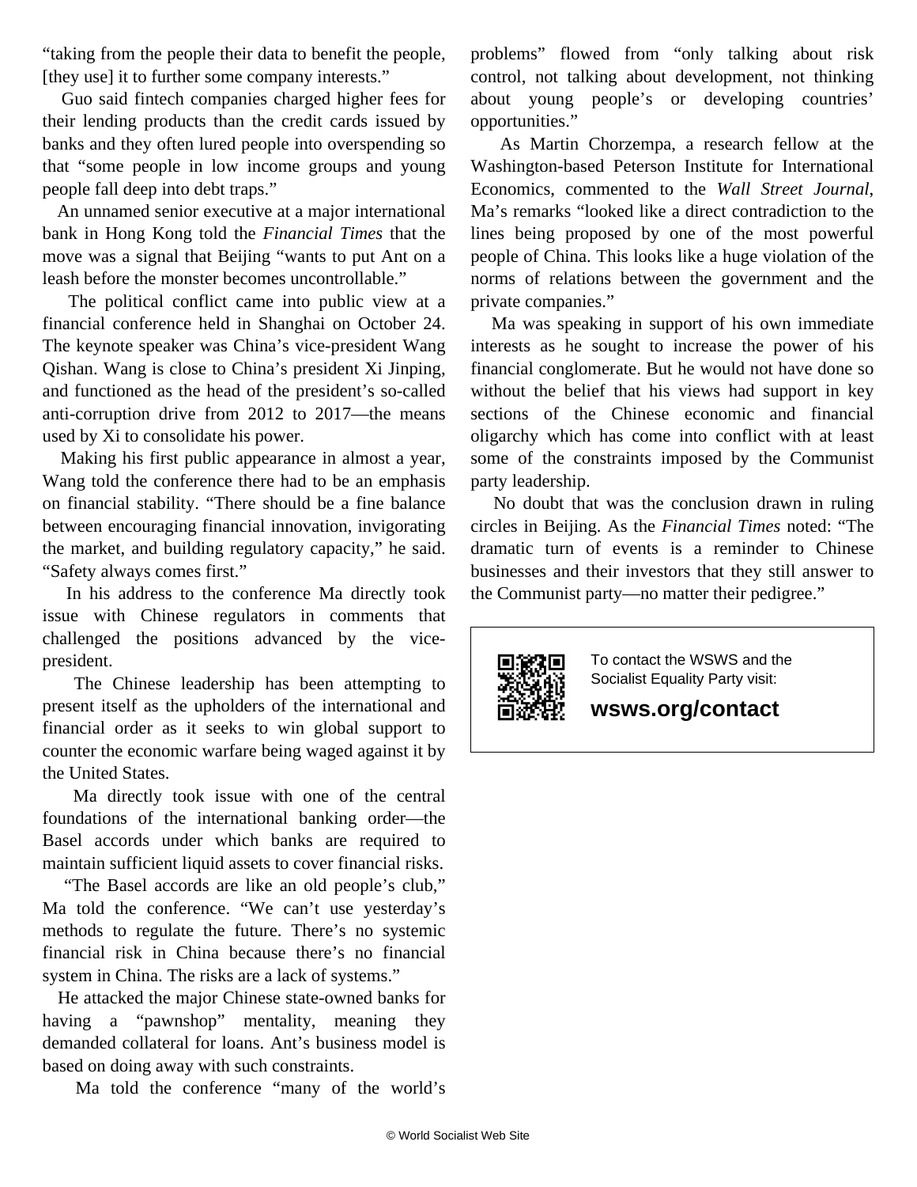"taking from the people their data to benefit the people, [they use] it to further some company interests."

Guo said fintech companies charged higher fees for their lending products than the credit cards issued by banks and they often lured people into overspending so that "some people in low income groups and young people fall deep into debt traps."

An unnamed senior executive at a major international bank in Hong Kong told the *Financial Times* that the move was a signal that Beijing "wants to put Ant on a leash before the monster becomes uncontrollable."

The political conflict came into public view at a financial conference held in Shanghai on October 24. The keynote speaker was China's vice-president Wang Qishan. Wang is close to China's president Xi Jinping, and functioned as the head of the president's so-called anti-corruption drive from 2012 to 2017—the means used by Xi to consolidate his power.

Making his first public appearance in almost a year, Wang told the conference there had to be an emphasis on financial stability. "There should be a fine balance between encouraging financial innovation, invigorating the market, and building regulatory capacity," he said. "Safety always comes first."

In his address to the conference Ma directly took issue with Chinese regulators in comments that challenged the positions advanced by the vice-president.

The Chinese leadership has been attempting to present itself as the upholders of the international and financial order as it seeks to win global support to counter the economic warfare being waged against it by the United States.

Ma directly took issue with one of the central foundations of the international banking order—the Basel accords under which banks are required to maintain sufficient liquid assets to cover financial risks.

"The Basel accords are like an old people's club," Ma told the conference. "We can't use yesterday's methods to regulate the future. There's no systemic financial risk in China because there's no financial system in China. The risks are a lack of systems."

He attacked the major Chinese state-owned banks for having a "pawnshop" mentality, meaning they demanded collateral for loans. Ant's business model is based on doing away with such constraints.

Ma told the conference "many of the world's problems" flowed from "only talking about risk control, not talking about development, not thinking about young people's or developing countries' opportunities."

As Martin Chorzempa, a research fellow at the Washington-based Peterson Institute for International Economics, commented to the *Wall Street Journal*, Ma's remarks "looked like a direct contradiction to the lines being proposed by one of the most powerful people of China. This looks like a huge violation of the norms of relations between the government and the private companies."

Ma was speaking in support of his own immediate interests as he sought to increase the power of his financial conglomerate. But he would not have done so without the belief that his views had support in key sections of the Chinese economic and financial oligarchy which has come into conflict with at least some of the constraints imposed by the Communist party leadership.

No doubt that was the conclusion drawn in ruling circles in Beijing. As the *Financial Times* noted: "The dramatic turn of events is a reminder to Chinese businesses and their investors that they still answer to the Communist party—no matter their pedigree."

To contact the WSWS and the Socialist Equality Party visit:

**wsws.org/contact**